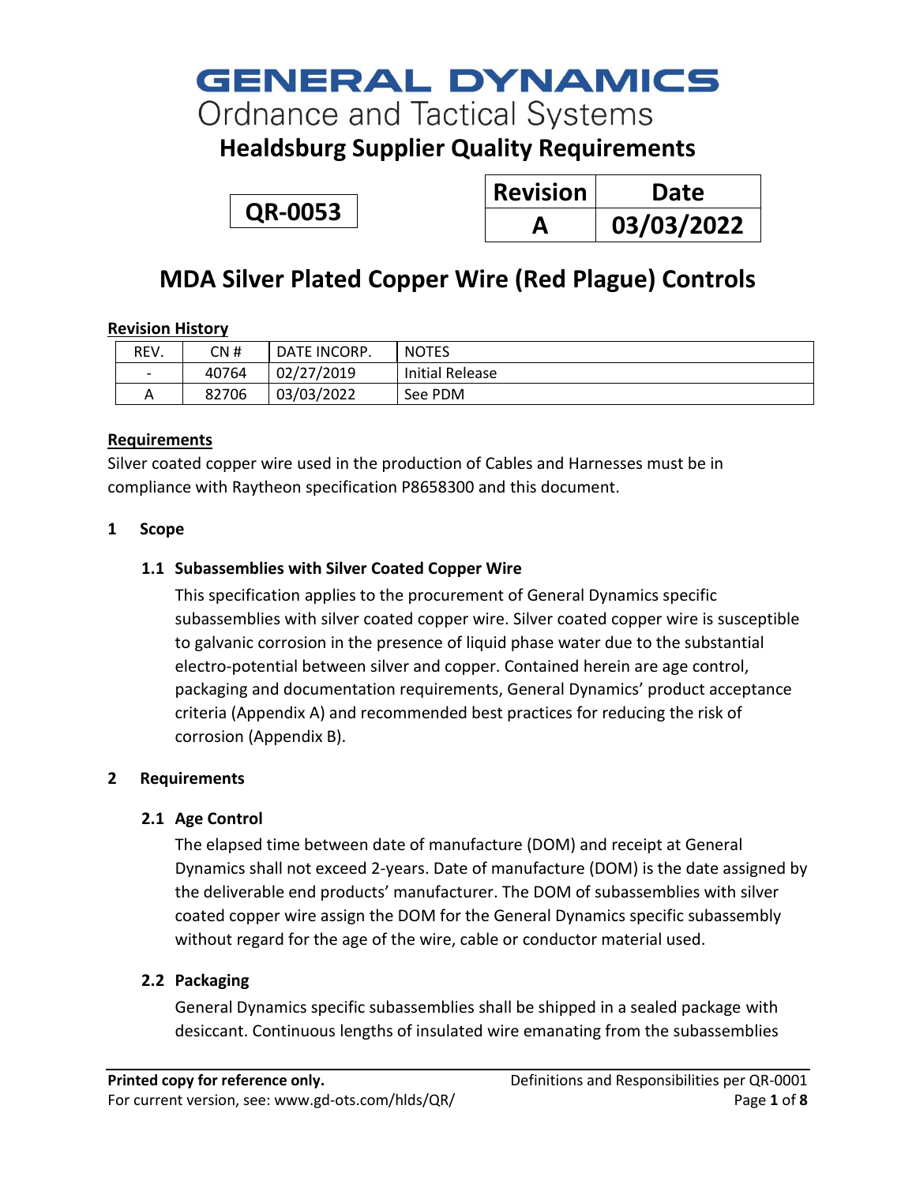# GENERAL DYNAMICS

Ordnance and Tactical Systems

## Healdsburg Supplier Quality Requirements

**QR-0053**

| Revision | Date |
|---|---|
| A | 03/03/2022 |

# MDA Silver Plated Copper Wire (Red Plague) Controls

**Revision History**

| REV. | CN # | DATE INCORP. | NOTES |
|---|---|---|---|
| - | 40764 | 02/27/2019 | Initial Release |
| A | 82706 | 03/03/2022 | See PDM |

**Requirements**

Silver coated copper wire used in the production of Cables and Harnesses must be in compliance with Raytheon specification P8658300 and this document.

## 1 Scope

### 1.1 Subassemblies with Silver Coated Copper Wire

This specification applies to the procurement of General Dynamics specific subassemblies with silver coated copper wire. Silver coated copper wire is susceptible to galvanic corrosion in the presence of liquid phase water due to the substantial electro-potential between silver and copper. Contained herein are age control, packaging and documentation requirements, General Dynamics' product acceptance criteria (Appendix A) and recommended best practices for reducing the risk of corrosion (Appendix B).

## 2 Requirements

### 2.1 Age Control

The elapsed time between date of manufacture (DOM) and receipt at General Dynamics shall not exceed 2-years. Date of manufacture (DOM) is the date assigned by the deliverable end products' manufacturer. The DOM of subassemblies with silver coated copper wire assign the DOM for the General Dynamics specific subassembly without regard for the age of the wire, cable or conductor material used.

### 2.2 Packaging

General Dynamics specific subassemblies shall be shipped in a sealed package with desiccant. Continuous lengths of insulated wire emanating from the subassemblies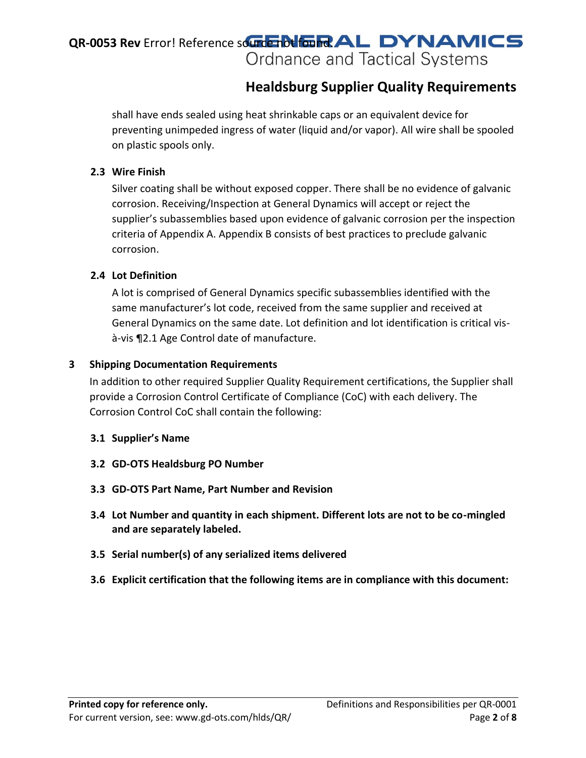shall have ends sealed using heat shrinkable caps or an equivalent device for preventing unimpeded ingress of water (liquid and/or vapor). All wire shall be spooled on plastic spools only.

### 2.3 Wire Finish

Silver coating shall be without exposed copper. There shall be no evidence of galvanic corrosion. Receiving/Inspection at General Dynamics will accept or reject the supplier's subassemblies based upon evidence of galvanic corrosion per the inspection criteria of Appendix A. Appendix B consists of best practices to preclude galvanic corrosion.

### 2.4 Lot Definition

A lot is comprised of General Dynamics specific subassemblies identified with the same manufacturer's lot code, received from the same supplier and received at General Dynamics on the same date. Lot definition and lot identification is critical vis-à-vis ¶2.1 Age Control date of manufacture.

## 3 Shipping Documentation Requirements

In addition to other required Supplier Quality Requirement certifications, the Supplier shall provide a Corrosion Control Certificate of Compliance (CoC) with each delivery. The Corrosion Control CoC shall contain the following:

### 3.1 Supplier's Name

### 3.2 GD-OTS Healdsburg PO Number

### 3.3 GD-OTS Part Name, Part Number and Revision

### 3.4 Lot Number and quantity in each shipment. Different lots are not to be co-mingled and are separately labeled.

### 3.5 Serial number(s) of any serialized items delivered

### 3.6 Explicit certification that the following items are in compliance with this document: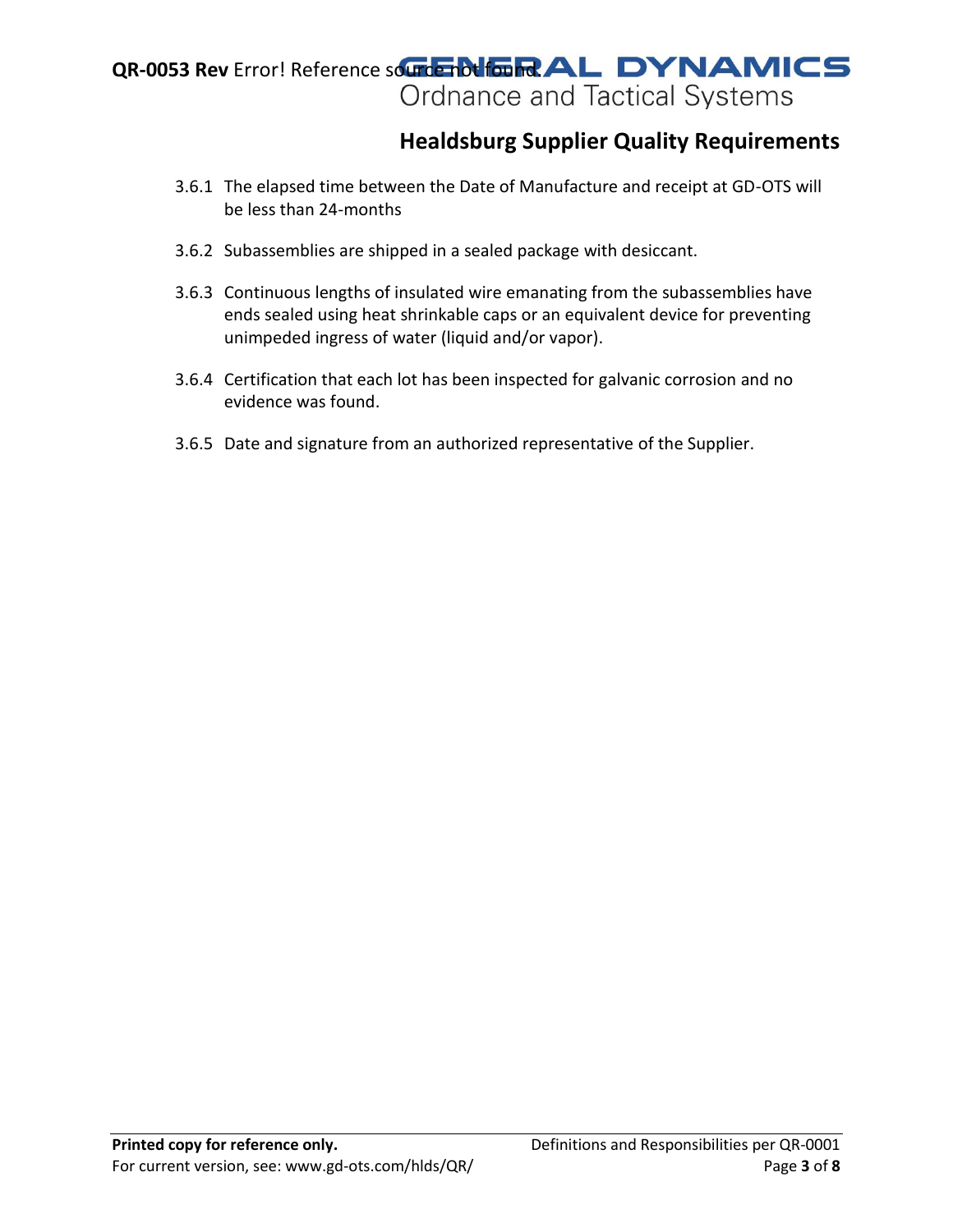3.6.1 The elapsed time between the Date of Manufacture and receipt at GD-OTS will be less than 24-months

3.6.2 Subassemblies are shipped in a sealed package with desiccant.

3.6.3 Continuous lengths of insulated wire emanating from the subassemblies have ends sealed using heat shrinkable caps or an equivalent device for preventing unimpeded ingress of water (liquid and/or vapor).

3.6.4 Certification that each lot has been inspected for galvanic corrosion and no evidence was found.

3.6.5 Date and signature from an authorized representative of the Supplier.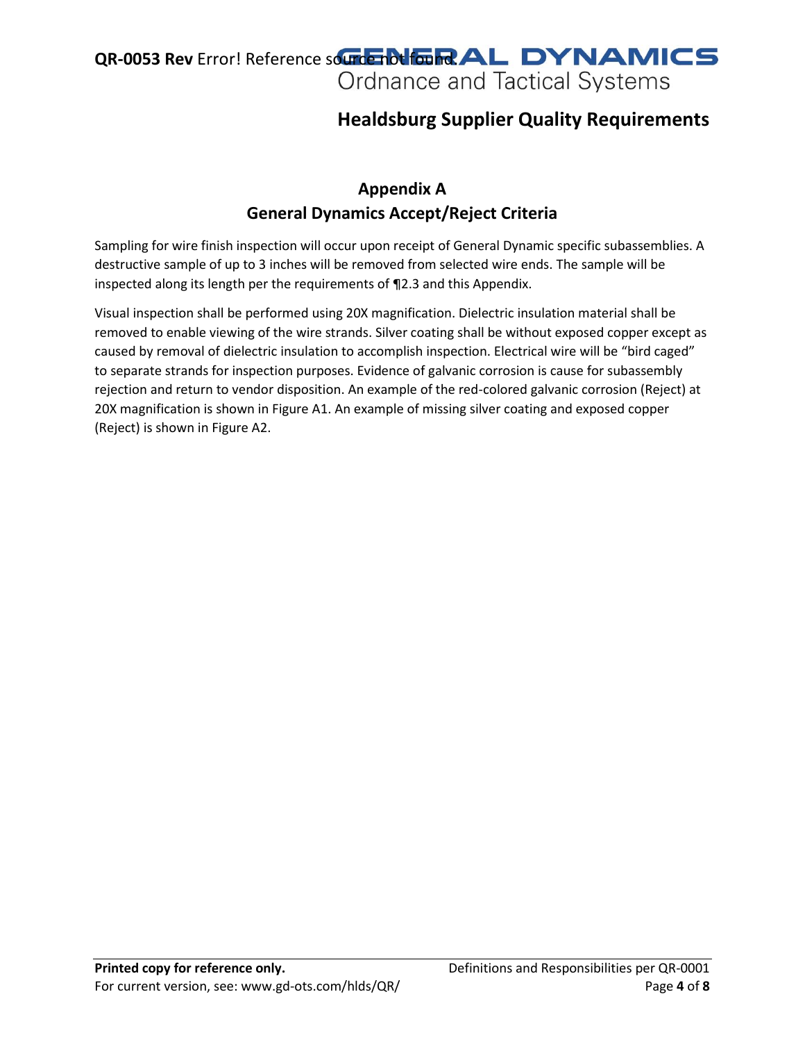## Appendix A
## General Dynamics Accept/Reject Criteria

Sampling for wire finish inspection will occur upon receipt of General Dynamic specific subassemblies. A destructive sample of up to 3 inches will be removed from selected wire ends. The sample will be inspected along its length per the requirements of ¶2.3 and this Appendix.

Visual inspection shall be performed using 20X magnification. Dielectric insulation material shall be removed to enable viewing of the wire strands. Silver coating shall be without exposed copper except as caused by removal of dielectric insulation to accomplish inspection. Electrical wire will be "bird caged" to separate strands for inspection purposes. Evidence of galvanic corrosion is cause for subassembly rejection and return to vendor disposition. An example of the red-colored galvanic corrosion (Reject) at 20X magnification is shown in Figure A1. An example of missing silver coating and exposed copper (Reject) is shown in Figure A2.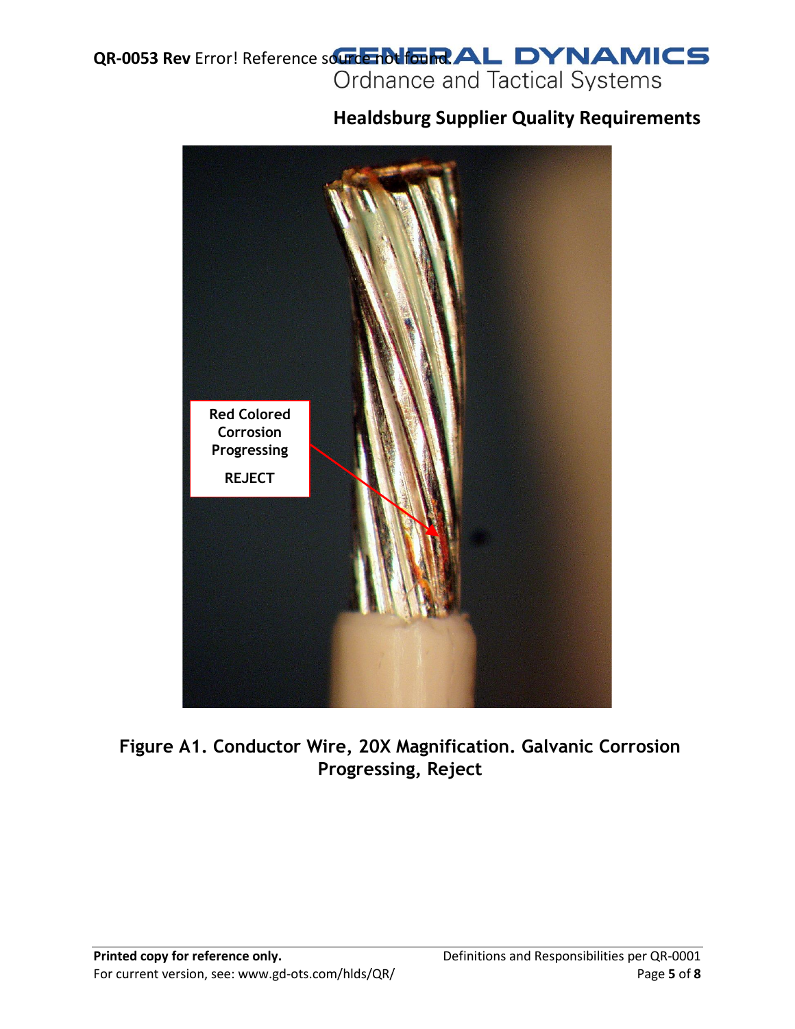Red Colored Corrosion Progressing

REJECT

**Figure A1. Conductor Wire, 20X Magnification. Galvanic Corrosion Progressing, Reject**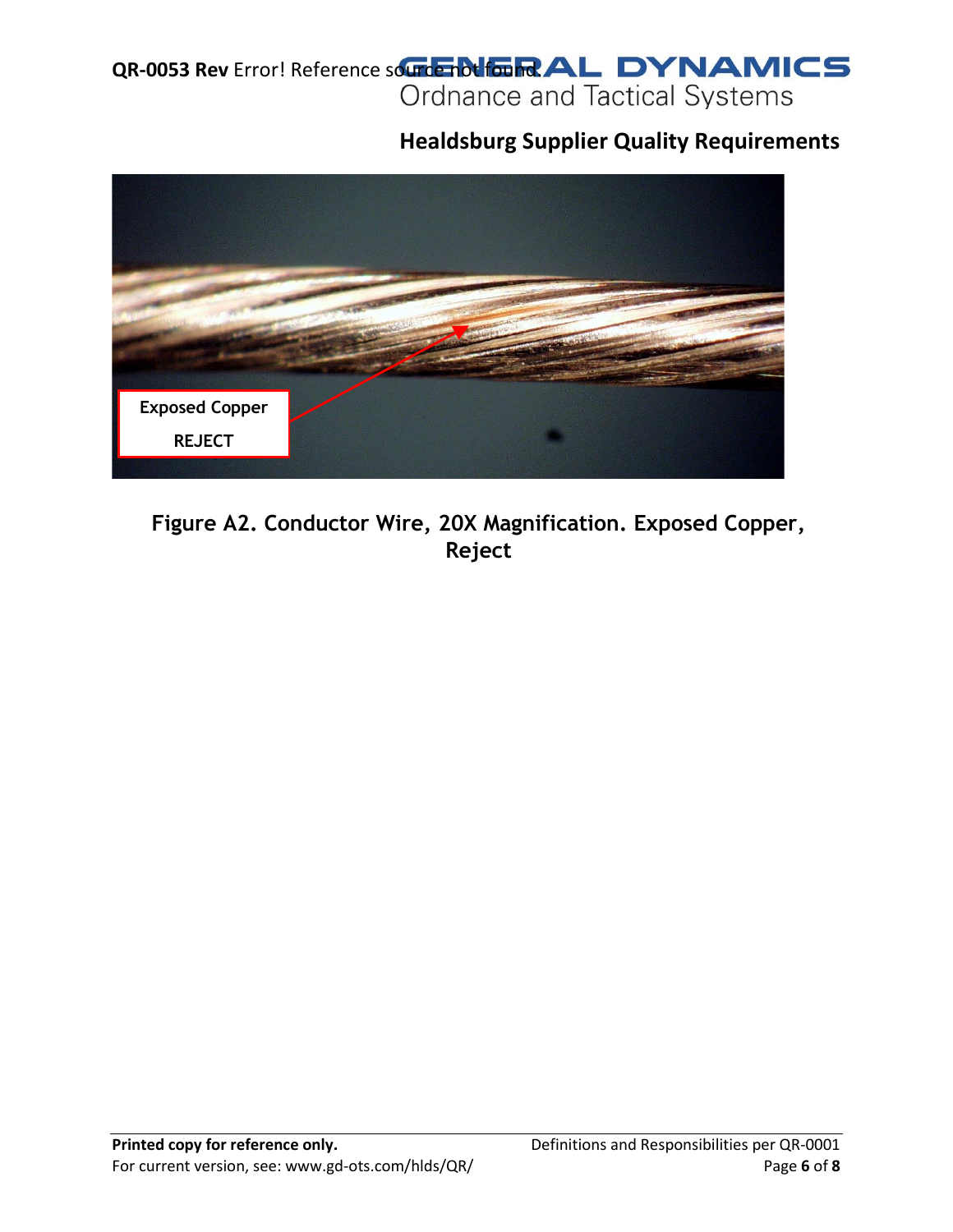Exposed Copper

REJECT

**Figure A2. Conductor Wire, 20X Magnification. Exposed Copper, Reject**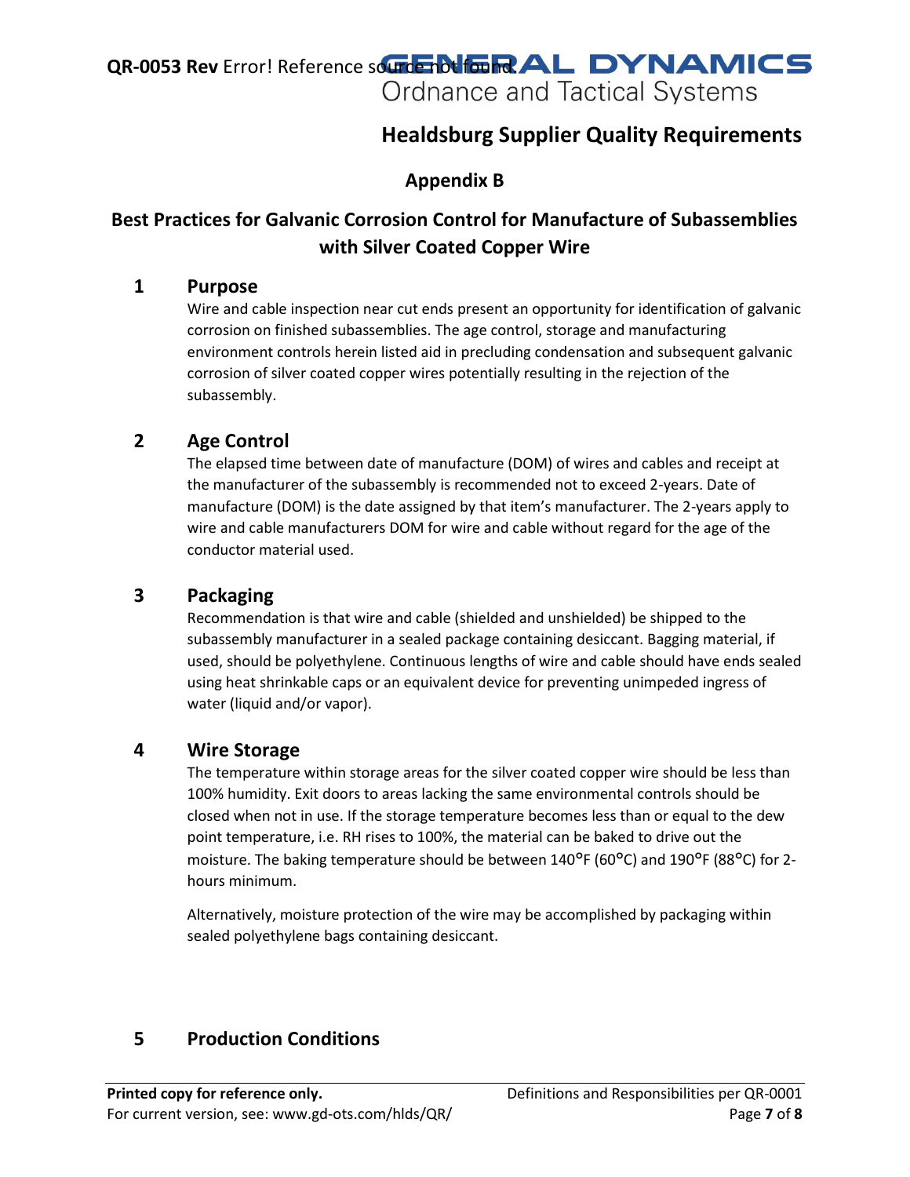## Appendix B

## Best Practices for Galvanic Corrosion Control for Manufacture of Subassemblies with Silver Coated Copper Wire

### 1 Purpose

Wire and cable inspection near cut ends present an opportunity for identification of galvanic corrosion on finished subassemblies. The age control, storage and manufacturing environment controls herein listed aid in precluding condensation and subsequent galvanic corrosion of silver coated copper wires potentially resulting in the rejection of the subassembly.

### 2 Age Control

The elapsed time between date of manufacture (DOM) of wires and cables and receipt at the manufacturer of the subassembly is recommended not to exceed 2-years. Date of manufacture (DOM) is the date assigned by that item's manufacturer. The 2-years apply to wire and cable manufacturers DOM for wire and cable without regard for the age of the conductor material used.

### 3 Packaging

Recommendation is that wire and cable (shielded and unshielded) be shipped to the subassembly manufacturer in a sealed package containing desiccant. Bagging material, if used, should be polyethylene. Continuous lengths of wire and cable should have ends sealed using heat shrinkable caps or an equivalent device for preventing unimpeded ingress of water (liquid and/or vapor).

### 4 Wire Storage

The temperature within storage areas for the silver coated copper wire should be less than 100% humidity. Exit doors to areas lacking the same environmental controls should be closed when not in use. If the storage temperature becomes less than or equal to the dew point temperature, i.e. RH rises to 100%, the material can be baked to drive out the moisture. The baking temperature should be between 140°F (60°C) and 190°F (88°C) for 2-hours minimum.

Alternatively, moisture protection of the wire may be accomplished by packaging within sealed polyethylene bags containing desiccant.

### 5 Production Conditions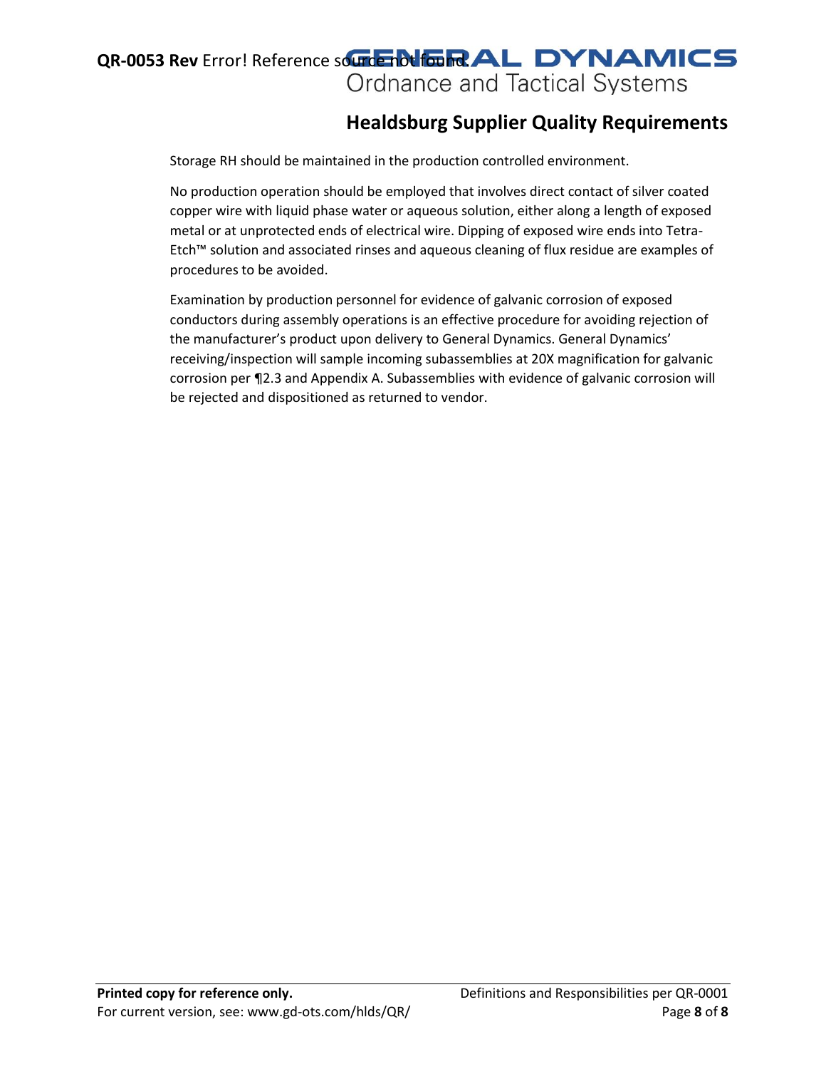Storage RH should be maintained in the production controlled environment.

No production operation should be employed that involves direct contact of silver coated copper wire with liquid phase water or aqueous solution, either along a length of exposed metal or at unprotected ends of electrical wire. Dipping of exposed wire ends into Tetra-Etch™ solution and associated rinses and aqueous cleaning of flux residue are examples of procedures to be avoided.

Examination by production personnel for evidence of galvanic corrosion of exposed conductors during assembly operations is an effective procedure for avoiding rejection of the manufacturer's product upon delivery to General Dynamics. General Dynamics' receiving/inspection will sample incoming subassemblies at 20X magnification for galvanic corrosion per ¶2.3 and Appendix A. Subassemblies with evidence of galvanic corrosion will be rejected and dispositioned as returned to vendor.